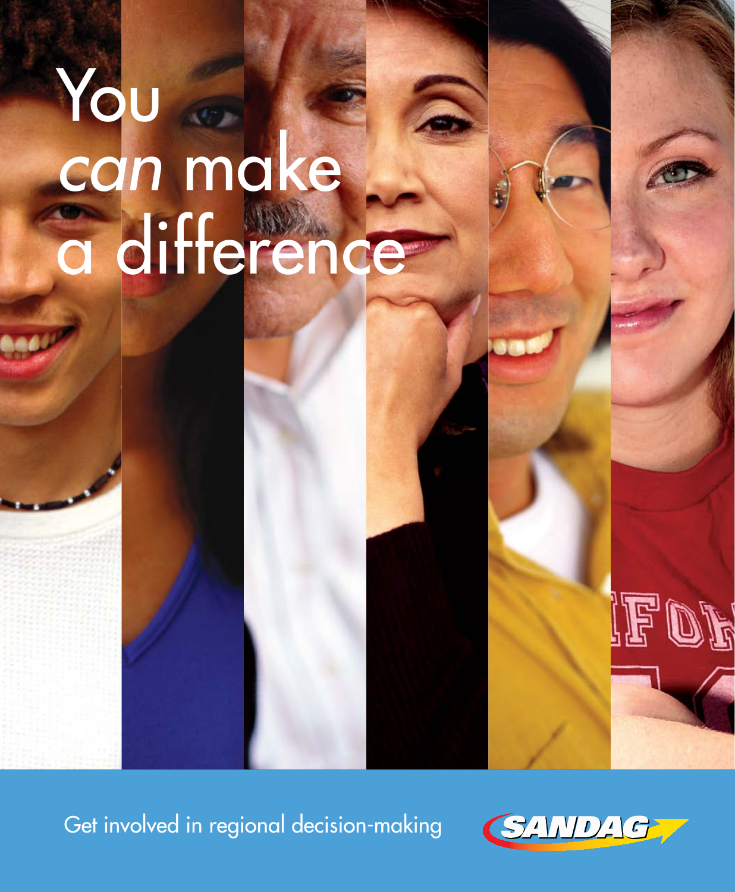# You *can* make a difference

Get involved in regional decision-making

SANDAG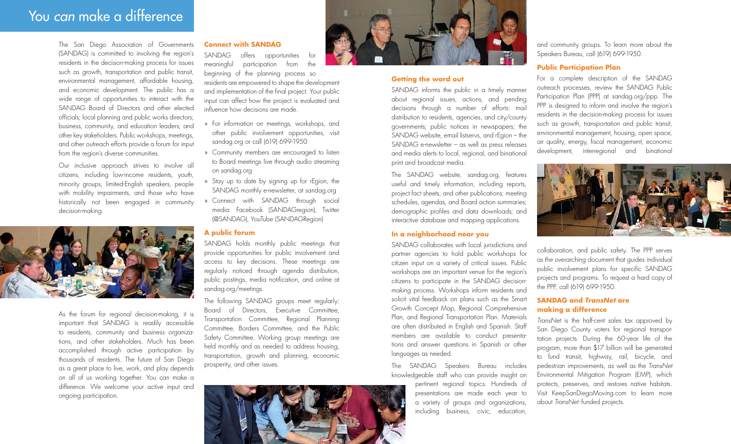# You *can* make a difference

The San Diego Association of Governments (SANDAG) is committed to involving the region's residents in the decision-making process for issues such as growth, transportation and public transit, environmental management, affordable housing, and economic development. The public has a wide range of opportunities to interact with the SANDAG Board of Directors and other elected officials; local planning and public works directors; business, community, and education leaders; and other key stakeholders. Public workshops, meetings, and other outreach efforts provide a forum for input from the region's diverse communities.

Our inclusive approach strives to involve all citizens, including low-income residents, youth, minority groups, limited-English speakers, people with mobility impairments, and those who have historically not been engaged in community decision-making.

As the forum for regional decision-making, it is important that SANDAG is readily accessible to residents, community and business organizations, and other stakeholders. Much has been accomplished through active participation by thousands of residents. The future of San Diego as a great place to live, work, and play depends on all of us working together. You can make a difference. We welcome your active input and ongoing participation.

### Connect with SANDAG

SANDAG offers opportunities for meaningful participation from the beginning of the planning process so residents are empowered to shape the development and implementation of the final project. Your public input can affect how the project is evaluated and influence how decisions are made.

- For information on meetings, workshops, and other public involvement opportunities, visit sandag.org or call (619) 699-1950
- Community members are encouraged to listen to Board meetings live through audio streaming on sandag.org
- Stay up to date by signing up for rEgion, the SANDAG monthly e-newsletter, at sandag.org
- Connect with SANDAG through social media: Facebook (SANDAGregion), Twitter (@SANDAG), YouTube (SANDAGRegion)

### A public forum

SANDAG holds monthly public meetings that provide opportunities for public involvement and access to key decisions. These meetings are regularly noticed through agenda distribution, public postings, media notification, and online at sandag.org/meetings.

The following SANDAG groups meet regularly: Board of Directors, Executive Committee, Transportation Committee, Regional Planning Committee, Borders Committee, and the Public Safety Committee. Working group meetings are held monthly and as needed to address housing, transportation, growth and planning, economic prosperity, and other issues.

### Getting the word out

SANDAG informs the public in a timely manner about regional issues, actions, and pending decisions through a number of efforts: mail distribution to residents, agencies, and city/county governments; public notices in newspapers; the SANDAG website, email listservs, and rEgion – the SANDAG e-newsletter – as well as press releases and media alerts to local, regional, and binational print and broadcast media.

The SANDAG website, sandag.org, features useful and timely information, including reports, project fact sheets, and other publications; meeting schedules, agendas, and Board action summaries; demographic profiles and data downloads; and interactive database and mapping applications.

### In a neighborhood near you

SANDAG collaborates with local jurisdictions and partner agencies to hold public workshops for citizen input on a variety of critical issues. Public workshops are an important venue for the region's citizens to participate in the SANDAG decision-making process. Workshops inform residents and solicit vital feedback on plans such as the Smart Growth Concept Map, Regional Comprehensive Plan, and Regional Transportation Plan. Materials are often distributed in English and Spanish. Staff members are available to conduct presentations and answer questions in Spanish or other languages as needed.

The SANDAG Speakers Bureau includes knowledgeable staff who can provide insight on pertinent regional topics. Hundreds of presentations are made each year to a variety of groups and organizations, including business, civic, education, and community groups. To learn more about the Speakers Bureau, call (619) 699-1950.

### Public Participation Plan

For a complete description of the SANDAG outreach processes, review the SANDAG Public Participation Plan (PPP) at sandag.org/ppp. The PPP is designed to inform and involve the region's residents in the decision-making process for issues such as growth, transportation and public transit, environmental management, housing, open space, air quality, energy, fiscal management, economic development, interregional and binational collaboration, and public safety. The PPP serves as the overarching document that guides individual public involvement plans for specific SANDAG projects and programs. To request a hard copy of the PPP, call (619) 699-1950.

### SANDAG and *TransNet* are making a difference

*TransNet* is the half-cent sales tax approved by San Diego County voters for regional transportation projects. During the 60-year life of the program, more than $17 billion will be generated to fund transit, highway, rail, bicycle, and pedestrian improvements, as well as the *TransNet* Environmental Mitigation Program (EMP), which protects, preserves, and restores native habitats. Visit KeepSanDiegoMoving.com to learn more about *TransNet*-funded projects.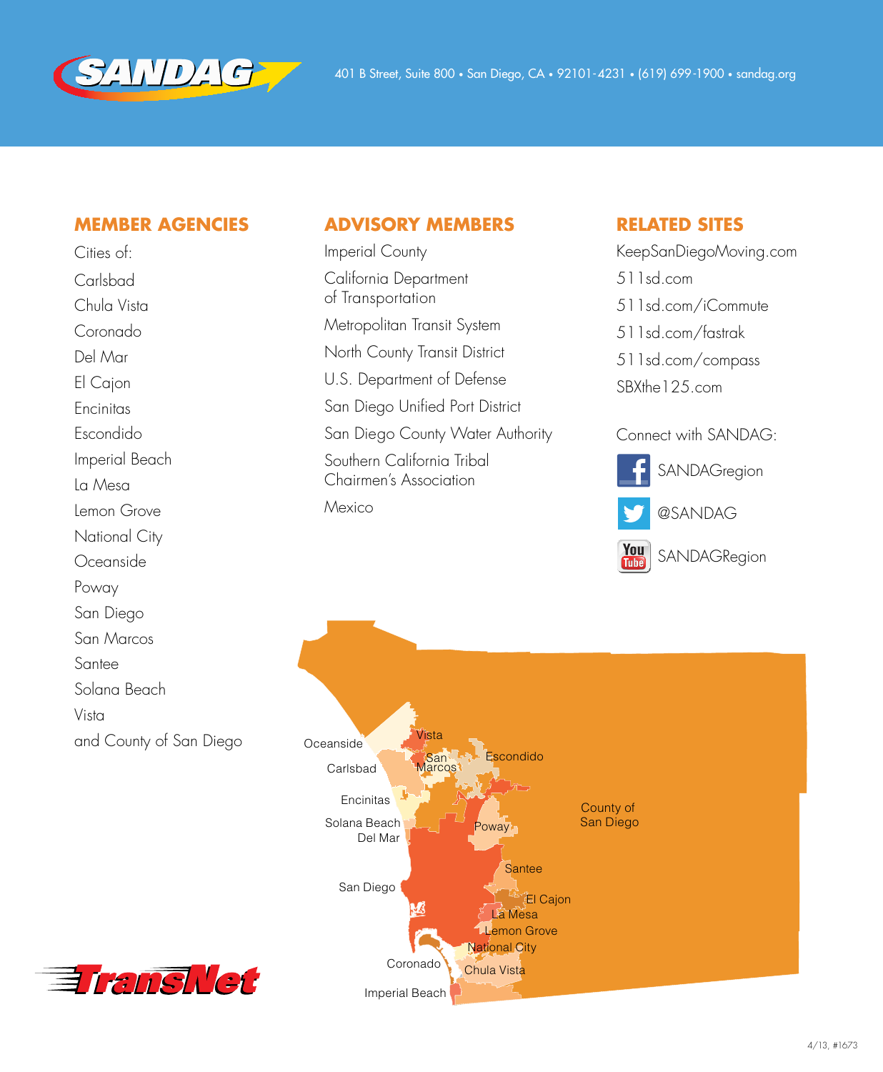SANDAG

401 B Street, Suite 800 • San Diego, CA • 92101-4231 • (619) 699-1900 • sandag.org

## MEMBER AGENCIES

Cities of:

Carlsbad

Chula Vista

Coronado

Del Mar

El Cajon

Encinitas

Escondido

Imperial Beach

La Mesa

Lemon Grove

National City

Oceanside

Poway

San Diego

San Marcos

Santee

Solana Beach

Vista

and County of San Diego

## ADVISORY MEMBERS

Imperial County

California Department of Transportation

Metropolitan Transit System

North County Transit District

U.S. Department of Defense

San Diego Unified Port District

San Diego County Water Authority

Southern California Tribal Chairmen's Association

Mexico

## RELATED SITES

KeepSanDiegoMoving.com

511sd.com

511sd.com/iCommute

511sd.com/fastrak

511sd.com/compass

SBXthe125.com

Connect with SANDAG:

SANDAGregion

@SANDAG

SANDAGRegion

Oceanside
Vista
San Marcos
Escondido
Carlsbad
Encinitas
Solana Beach
Del Mar
Poway
County of San Diego
Santee
San Diego
El Cajon
La Mesa
Lemon Grove
National City
Coronado
Chula Vista
Imperial Beach

TransNet

4/13, #1673